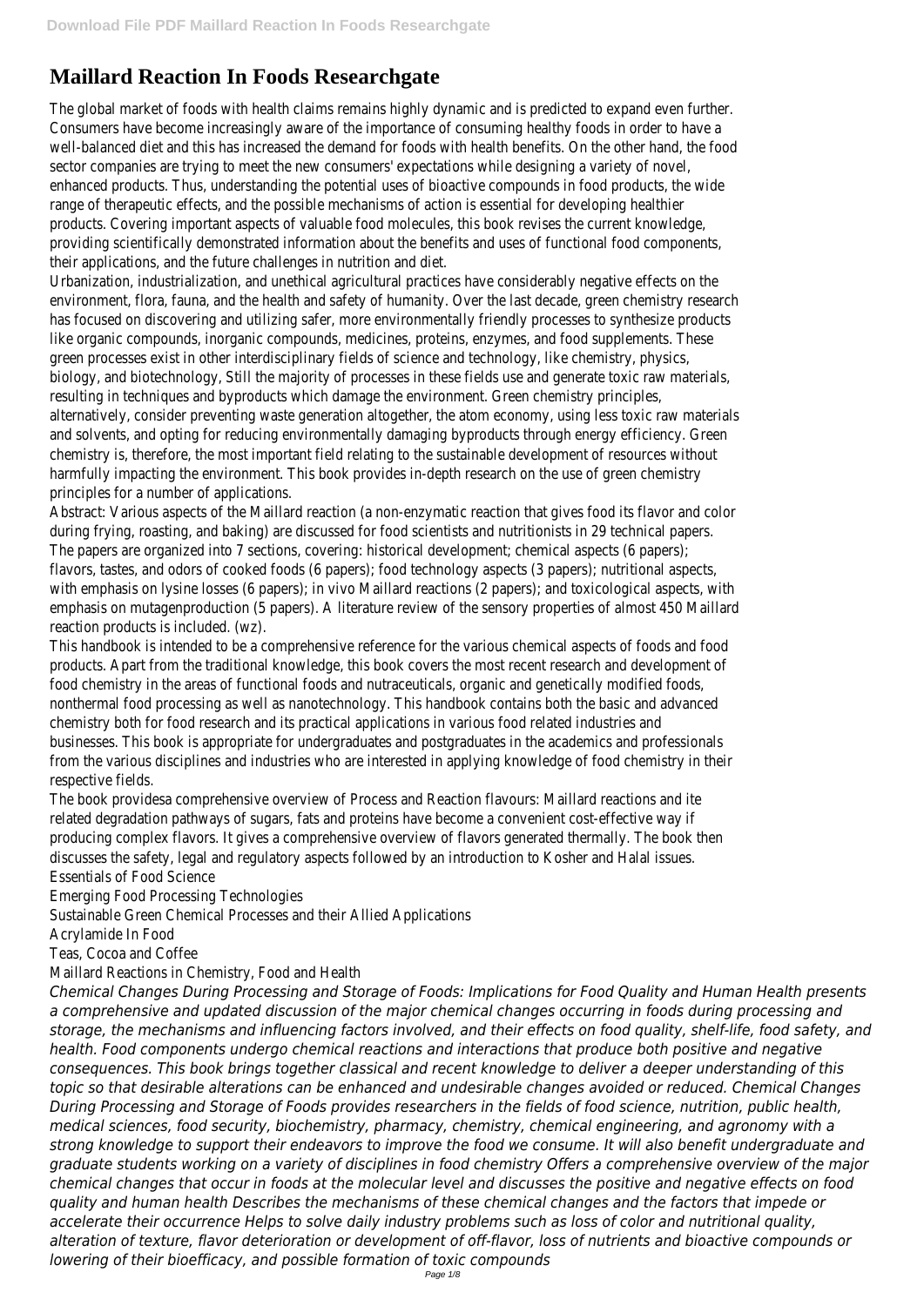# Maillard Reaction In Foods Researchgate

The global market of foods with health claims remains highly dynamic and is predicted to expand even further. Consumers have become increasingly aware of the importance of consuming healthy foods in order to have a well-balanced diet and this has increased the demand for foods with health benefits. On the other hand, the food sector companies are trying to meet the new consumers' expectations while designing a variety of novel, enhanced products. Thus, understanding the potential uses of bioactive compounds in food products, the wide range of therapeutic effects, and the possible mechanisms of action is essential for developing healthier products. Covering important aspects of valuable food molecules, this book revises the current knowledge, providing scientifically demonstrated information about the benefits and uses of functional food components, their applications, and the future challenges in nutrition and diet.

Urbanization, industrialization, and unethical agricultural practices have considerably negative effects on the environment, flora, fauna, and the health and safety of humanity. Over the last decade, green chemistry research has focused on discovering and utilizing safer, more environmentally friendly processes to synthesize products like organic compounds, inorganic compounds, medicines, proteins, enzymes, and food supplements. These green processes exist in other interdisciplinary fields of science and technology, like chemistry, physics, biology, and biotechnology, Still the majority of processes in these fields use and generate toxic raw materials, resulting in techniques and byproducts which damage the environment. Green chemistry principles, alternatively, consider preventing waste generation altogether, the atom economy, using less toxic raw materials and solvents, and opting for reducing environmentally damaging byproducts through energy efficiency. Green chemistry is, therefore, the most important field relating to the sustainable development of resources without harmfully impacting the environment. This book provides in-depth research on the use of green chemistry principles for a number of applications.

Abstract: Various aspects of the Maillard reaction (a non-enzymatic reaction that gives food its flavor and color during frying, roasting, and baking) are discussed for food scientists and nutritionists in 29 technical papers. The papers are organized into 7 sections, covering: historical development; chemical aspects (6 papers); flavors, tastes, and odors of cooked foods (6 papers); food technology aspects (3 papers); nutritional aspects, with emphasis on lysine losses (6 papers); in vivo Maillard reactions (2 papers); and toxicological aspects, with emphasis on mutagenproduction (5 papers). A literature review of the sensory properties of almost 450 Maillard reaction products is included. (wz).

This handbook is intended to be a comprehensive reference for the various chemical aspects of foods and food products. Apart from the traditional knowledge, this book covers the most recent research and development of food chemistry in the areas of functional foods and nutraceuticals, organic and genetically modified foods, nonthermal food processing as well as nanotechnology. This handbook contains both the basic and advanced chemistry both for food research and its practical applications in various food related industries and businesses. This book is appropriate for undergraduates and postgraduates in the academics and professionals from the various disciplines and industries who are interested in applying knowledge of food chemistry in their respective fields.

The book providesa comprehensive overview of Process and Reaction flavours: Maillard reactions and ite related degradation pathways of sugars, fats and proteins have become a convenient cost-effective way if producing complex flavors. It gives a comprehensive overview of flavors generated thermally. The book then discusses the safety, legal and regulatory aspects followed by an introduction to Kosher and Halal issues.

Essentials of Food Science

Emerging Food Processing Technologies

Sustainable Green Chemical Processes and their Allied Applications

Acrylamide In Food

Teas, Cocoa and Coffee

Maillard Reactions in Chemistry, Food and Health

*Chemical Changes During Processing and Storage of Foods: Implications for Food Quality and Human Health presents a comprehensive and updated discussion of the major chemical changes occurring in foods during processing and storage, the mechanisms and influencing factors involved, and their effects on food quality, shelf-life, food safety, and health. Food components undergo chemical reactions and interactions that produce both positive and negative consequences. This book brings together classical and recent knowledge to deliver a deeper understanding of this topic so that desirable alterations can be enhanced and undesirable changes avoided or reduced. Chemical Changes During Processing and Storage of Foods provides researchers in the fields of food science, nutrition, public health, medical sciences, food security, biochemistry, pharmacy, chemistry, chemical engineering, and agronomy with a strong knowledge to support their endeavors to improve the food we consume. It will also benefit undergraduate and graduate students working on a variety of disciplines in food chemistry Offers a comprehensive overview of the major chemical changes that occur in foods at the molecular level and discusses the positive and negative effects on food quality and human health Describes the mechanisms of these chemical changes and the factors that impede or accelerate their occurrence Helps to solve daily industry problems such as loss of color and nutritional quality, alteration of texture, flavor deterioration or development of off-flavor, loss of nutrients and bioactive compounds or lowering of their bioefficacy, and possible formation of toxic compounds*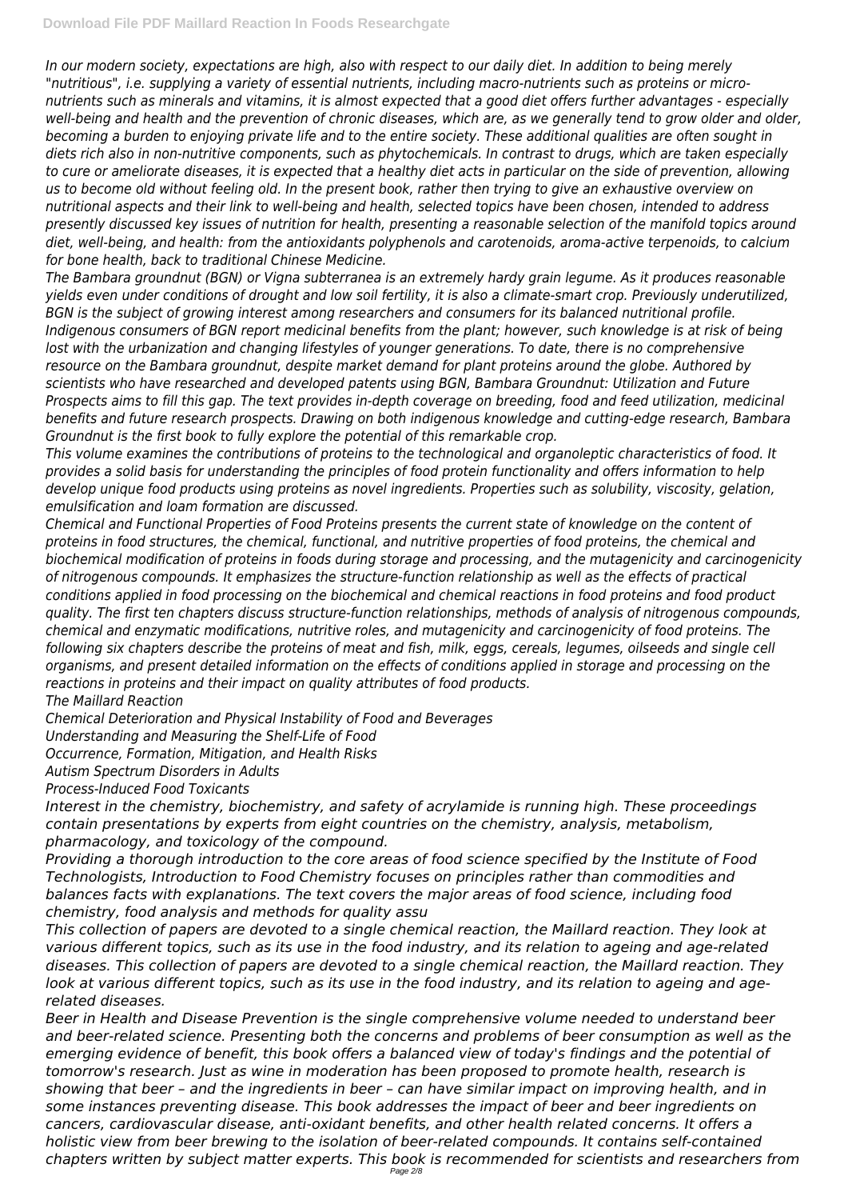*In our modern society, expectations are high, also with respect to our daily diet. In addition to being merely "nutritious", i.e. supplying a variety of essential nutrients, including macro-nutrients such as proteins or micro-nutrients such as minerals and vitamins, it is almost expected that a good diet offers further advantages - especially well-being and health and the prevention of chronic diseases, which are, as we generally tend to grow older and older, becoming a burden to enjoying private life and to the entire society. These additional qualities are often sought in diets rich also in non-nutritive components, such as phytochemicals. In contrast to drugs, which are taken especially to cure or ameliorate diseases, it is expected that a healthy diet acts in particular on the side of prevention, allowing us to become old without feeling old. In the present book, rather then trying to give an exhaustive overview on nutritional aspects and their link to well-being and health, selected topics have been chosen, intended to address presently discussed key issues of nutrition for health, presenting a reasonable selection of the manifold topics around diet, well-being, and health: from the antioxidants polyphenols and carotenoids, aroma-active terpenoids, to calcium for bone health, back to traditional Chinese Medicine.*

*The Bambara groundnut (BGN) or Vigna subterranea is an extremely hardy grain legume. As it produces reasonable yields even under conditions of drought and low soil fertility, it is also a climate-smart crop. Previously underutilized, BGN is the subject of growing interest among researchers and consumers for its balanced nutritional profile. Indigenous consumers of BGN report medicinal benefits from the plant; however, such knowledge is at risk of being lost with the urbanization and changing lifestyles of younger generations. To date, there is no comprehensive resource on the Bambara groundnut, despite market demand for plant proteins around the globe. Authored by scientists who have researched and developed patents using BGN, Bambara Groundnut: Utilization and Future Prospects aims to fill this gap. The text provides in-depth coverage on breeding, food and feed utilization, medicinal benefits and future research prospects. Drawing on both indigenous knowledge and cutting-edge research, Bambara Groundnut is the first book to fully explore the potential of this remarkable crop.*

*This volume examines the contributions of proteins to the technological and organoleptic characteristics of food. It provides a solid basis for understanding the principles of food protein functionality and offers information to help develop unique food products using proteins as novel ingredients. Properties such as solubility, viscosity, gelation, emulsification and loam formation are discussed.*

*Chemical and Functional Properties of Food Proteins presents the current state of knowledge on the content of proteins in food structures, the chemical, functional, and nutritive properties of food proteins, the chemical and biochemical modification of proteins in foods during storage and processing, and the mutagenicity and carcinogenicity of nitrogenous compounds. It emphasizes the structure-function relationship as well as the effects of practical conditions applied in food processing on the biochemical and chemical reactions in food proteins and food product quality. The first ten chapters discuss structure-function relationships, methods of analysis of nitrogenous compounds, chemical and enzymatic modifications, nutritive roles, and mutagenicity and carcinogenicity of food proteins. The following six chapters describe the proteins of meat and fish, milk, eggs, cereals, legumes, oilseeds and single cell organisms, and present detailed information on the effects of conditions applied in storage and processing on the reactions in proteins and their impact on quality attributes of food products.*

*The Maillard Reaction*

*Chemical Deterioration and Physical Instability of Food and Beverages*

*Understanding and Measuring the Shelf-Life of Food*

*Occurrence, Formation, Mitigation, and Health Risks*

*Autism Spectrum Disorders in Adults*

*Process-Induced Food Toxicants*

*Interest in the chemistry, biochemistry, and safety of acrylamide is running high. These proceedings contain presentations by experts from eight countries on the chemistry, analysis, metabolism, pharmacology, and toxicology of the compound.*

*Providing a thorough introduction to the core areas of food science specified by the Institute of Food Technologists, Introduction to Food Chemistry focuses on principles rather than commodities and balances facts with explanations. The text covers the major areas of food science, including food chemistry, food analysis and methods for quality assu*

*This collection of papers are devoted to a single chemical reaction, the Maillard reaction. They look at various different topics, such as its use in the food industry, and its relation to ageing and age-related diseases. This collection of papers are devoted to a single chemical reaction, the Maillard reaction. They look at various different topics, such as its use in the food industry, and its relation to ageing and age-related diseases.*

*Beer in Health and Disease Prevention is the single comprehensive volume needed to understand beer and beer-related science. Presenting both the concerns and problems of beer consumption as well as the emerging evidence of benefit, this book offers a balanced view of today's findings and the potential of tomorrow's research. Just as wine in moderation has been proposed to promote health, research is showing that beer – and the ingredients in beer – can have similar impact on improving health, and in some instances preventing disease. This book addresses the impact of beer and beer ingredients on cancers, cardiovascular disease, anti-oxidant benefits, and other health related concerns. It offers a holistic view from beer brewing to the isolation of beer-related compounds. It contains self-contained chapters written by subject matter experts. This book is recommended for scientists and researchers from*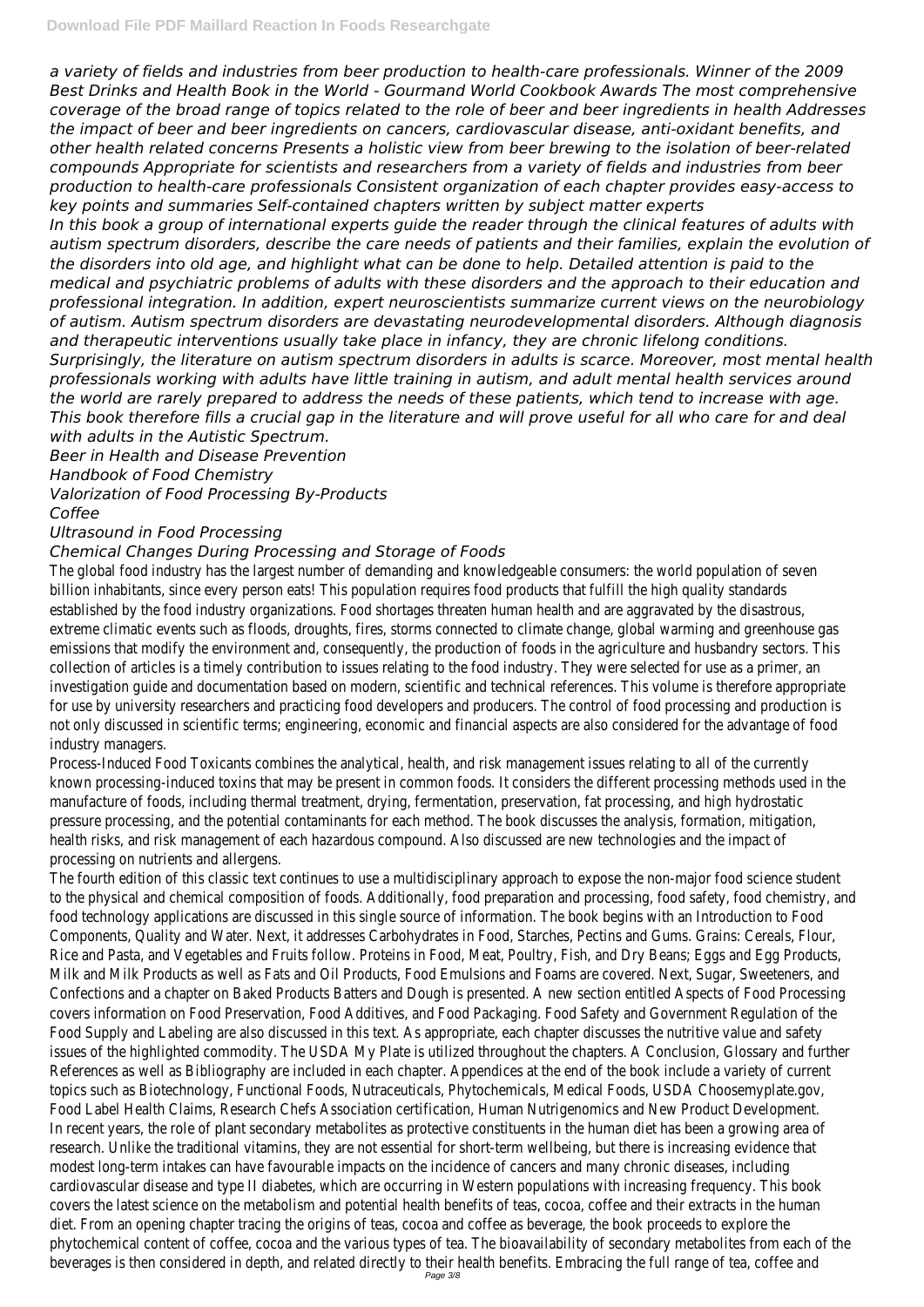*a variety of fields and industries from beer production to health-care professionals. Winner of the 2009 Best Drinks and Health Book in the World - Gourmand World Cookbook Awards The most comprehensive coverage of the broad range of topics related to the role of beer and beer ingredients in health Addresses the impact of beer and beer ingredients on cancers, cardiovascular disease, anti-oxidant benefits, and other health related concerns Presents a holistic view from beer brewing to the isolation of beer-related compounds Appropriate for scientists and researchers from a variety of fields and industries from beer production to health-care professionals Consistent organization of each chapter provides easy-access to key points and summaries Self-contained chapters written by subject matter experts*

*In this book a group of international experts guide the reader through the clinical features of adults with autism spectrum disorders, describe the care needs of patients and their families, explain the evolution of the disorders into old age, and highlight what can be done to help. Detailed attention is paid to the medical and psychiatric problems of adults with these disorders and the approach to their education and professional integration. In addition, expert neuroscientists summarize current views on the neurobiology of autism. Autism spectrum disorders are devastating neurodevelopmental disorders. Although diagnosis and therapeutic interventions usually take place in infancy, they are chronic lifelong conditions. Surprisingly, the literature on autism spectrum disorders in adults is scarce. Moreover, most mental health professionals working with adults have little training in autism, and adult mental health services around the world are rarely prepared to address the needs of these patients, which tend to increase with age. This book therefore fills a crucial gap in the literature and will prove useful for all who care for and deal with adults in the Autistic Spectrum.*

*Beer in Health and Disease Prevention*
*Handbook of Food Chemistry*
*Valorization of Food Processing By-Products*
*Coffee*
*Ultrasound in Food Processing*
*Chemical Changes During Processing and Storage of Foods*

The global food industry has the largest number of demanding and knowledgeable consumers: the world population of seven billion inhabitants, since every person eats! This population requires food products that fulfill the high quality standards established by the food industry organizations. Food shortages threaten human health and are aggravated by the disastrous, extreme climatic events such as floods, droughts, fires, storms connected to climate change, global warming and greenhouse gas emissions that modify the environment and, consequently, the production of foods in the agriculture and husbandry sectors. This collection of articles is a timely contribution to issues relating to the food industry. They were selected for use as a primer, an investigation guide and documentation based on modern, scientific and technical references. This volume is therefore appropriate for use by university researchers and practicing food developers and producers. The control of food processing and production is not only discussed in scientific terms; engineering, economic and financial aspects are also considered for the advantage of food industry managers.

Process-Induced Food Toxicants combines the analytical, health, and risk management issues relating to all of the currently known processing-induced toxins that may be present in common foods. It considers the different processing methods used in the manufacture of foods, including thermal treatment, drying, fermentation, preservation, fat processing, and high hydrostatic pressure processing, and the potential contaminants for each method. The book discusses the analysis, formation, mitigation, health risks, and risk management of each hazardous compound. Also discussed are new technologies and the impact of processing on nutrients and allergens.

The fourth edition of this classic text continues to use a multidisciplinary approach to expose the non-major food science student to the physical and chemical composition of foods. Additionally, food preparation and processing, food safety, food chemistry, and food technology applications are discussed in this single source of information. The book begins with an Introduction to Food Components, Quality and Water. Next, it addresses Carbohydrates in Food, Starches, Pectins and Gums. Grains: Cereals, Flour, Rice and Pasta, and Vegetables and Fruits follow. Proteins in Food, Meat, Poultry, Fish, and Dry Beans; Eggs and Egg Products, Milk and Milk Products as well as Fats and Oil Products, Food Emulsions and Foams are covered. Next, Sugar, Sweeteners, and Confections and a chapter on Baked Products Batters and Dough is presented. A new section entitled Aspects of Food Processing covers information on Food Preservation, Food Additives, and Food Packaging. Food Safety and Government Regulation of the Food Supply and Labeling are also discussed in this text. As appropriate, each chapter discusses the nutritive value and safety issues of the highlighted commodity. The USDA My Plate is utilized throughout the chapters. A Conclusion, Glossary and further References as well as Bibliography are included in each chapter. Appendices at the end of the book include a variety of current topics such as Biotechnology, Functional Foods, Nutraceuticals, Phytochemicals, Medical Foods, USDA Choosemyplate.gov, Food Label Health Claims, Research Chefs Association certification, Human Nutrigenomics and New Product Development.

In recent years, the role of plant secondary metabolites as protective constituents in the human diet has been a growing area of research. Unlike the traditional vitamins, they are not essential for short-term wellbeing, but there is increasing evidence that modest long-term intakes can have favourable impacts on the incidence of cancers and many chronic diseases, including cardiovascular disease and type II diabetes, which are occurring in Western populations with increasing frequency. This book covers the latest science on the metabolism and potential health benefits of teas, cocoa, coffee and their extracts in the human diet. From an opening chapter tracing the origins of teas, cocoa and coffee as beverage, the book proceeds to explore the phytochemical content of coffee, cocoa and the various types of tea. The bioavailability of secondary metabolites from each of the beverages is then considered in depth, and related directly to their health benefits. Embracing the full range of tea, coffee and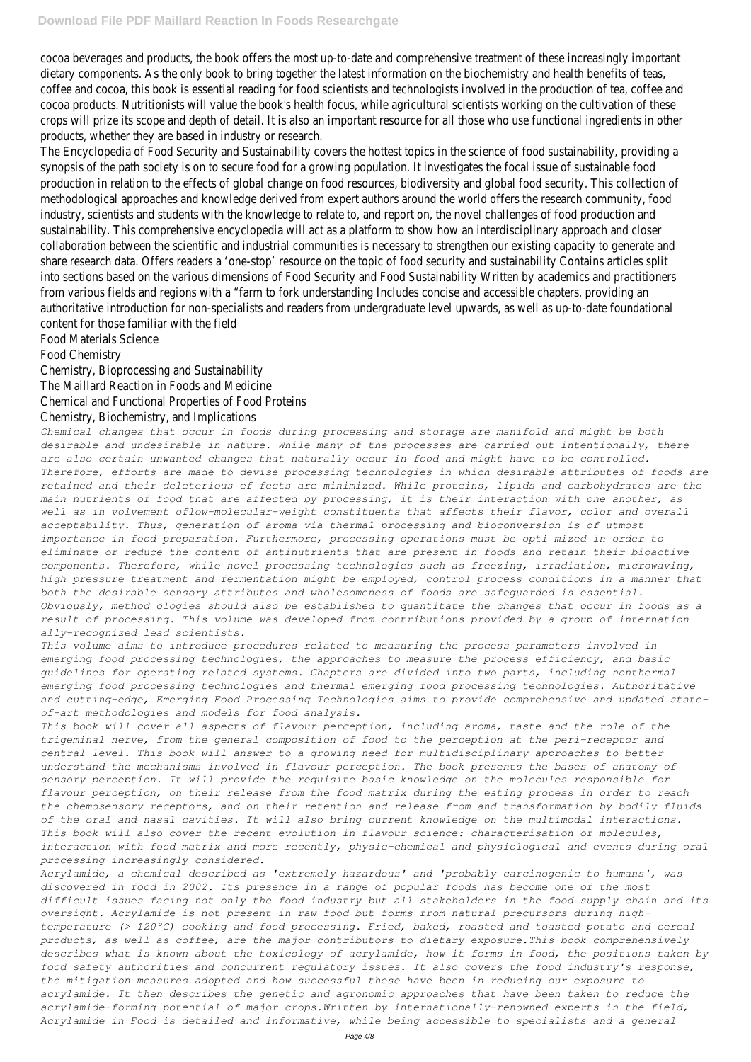cocoa beverages and products, the book offers the most up-to-date and comprehensive treatment of these increasingly important dietary components. As the only book to bring together the latest information on the biochemistry and health benefits of teas, coffee and cocoa, this book is essential reading for food scientists and technologists involved in the production of tea, coffee and cocoa products. Nutritionists will value the book's health focus, while agricultural scientists working on the cultivation of these crops will prize its scope and depth of detail. It is also an important resource for all those who use functional ingredients in other products, whether they are based in industry or research.

The Encyclopedia of Food Security and Sustainability covers the hottest topics in the science of food sustainability, providing a synopsis of the path society is on to secure food for a growing population. It investigates the focal issue of sustainable food production in relation to the effects of global change on food resources, biodiversity and global food security. This collection of methodological approaches and knowledge derived from expert authors around the world offers the research community, food industry, scientists and students with the knowledge to relate to, and report on, the novel challenges of food production and sustainability. This comprehensive encyclopedia will act as a platform to show how an interdisciplinary approach and closer collaboration between the scientific and industrial communities is necessary to strengthen our existing capacity to generate and share research data. Offers readers a 'one-stop' resource on the topic of food security and sustainability Contains articles split into sections based on the various dimensions of Food Security and Food Sustainability Written by academics and practitioners from various fields and regions with a "farm to fork understanding Includes concise and accessible chapters, providing an authoritative introduction for non-specialists and readers from undergraduate level upwards, as well as up-to-date foundational content for those familiar with the field

Food Materials Science

Food Chemistry

Chemistry, Bioprocessing and Sustainability

The Maillard Reaction in Foods and Medicine

Chemical and Functional Properties of Food Proteins

Chemistry, Biochemistry, and Implications

*Chemical changes that occur in foods during processing and storage are manifold and might be both desirable and undesirable in nature. While many of the processes are carried out intentionally, there are also certain unwanted changes that naturally occur in food and might have to be controlled. Therefore, efforts are made to devise processing technologies in which desirable attributes of foods are retained and their deleterious ef fects are minimized. While proteins, lipids and carbohydrates are the main nutrients of food that are affected by processing, it is their interaction with one another, as well as in volvement oflow-molecular-weight constituents that affects their flavor, color and overall acceptability. Thus, generation of aroma via thermal processing and bioconversion is of utmost importance in food preparation. Furthermore, processing operations must be opti mized in order to eliminate or reduce the content of antinutrients that are present in foods and retain their bioactive components. Therefore, while novel processing technologies such as freezing, irradiation, microwaving, high pressure treatment and fermentation might be employed, control process conditions in a manner that both the desirable sensory attributes and wholesomeness of foods are safeguarded is essential. Obviously, method ologies should also be established to quantitate the changes that occur in foods as a result of processing. This volume was developed from contributions provided by a group of internation ally-recognized lead scientists.*

*This volume aims to introduce procedures related to measuring the process parameters involved in emerging food processing technologies, the approaches to measure the process efficiency, and basic guidelines for operating related systems. Chapters are divided into two parts, including nonthermal emerging food processing technologies and thermal emerging food processing technologies. Authoritative and cutting-edge, Emerging Food Processing Technologies aims to provide comprehensive and updated state-of-art methodologies and models for food analysis.*

*This book will cover all aspects of flavour perception, including aroma, taste and the role of the trigeminal nerve, from the general composition of food to the perception at the peri-receptor and central level. This book will answer to a growing need for multidisciplinary approaches to better understand the mechanisms involved in flavour perception. The book presents the bases of anatomy of sensory perception. It will provide the requisite basic knowledge on the molecules responsible for flavour perception, on their release from the food matrix during the eating process in order to reach the chemosensory receptors, and on their retention and release from and transformation by bodily fluids of the oral and nasal cavities. It will also bring current knowledge on the multimodal interactions. This book will also cover the recent evolution in flavour science: characterisation of molecules, interaction with food matrix and more recently, physic-chemical and physiological and events during oral processing increasingly considered.*

*Acrylamide, a chemical described as 'extremely hazardous' and 'probably carcinogenic to humans', was discovered in food in 2002. Its presence in a range of popular foods has become one of the most difficult issues facing not only the food industry but all stakeholders in the food supply chain and its oversight. Acrylamide is not present in raw food but forms from natural precursors during high-temperature (> 120°C) cooking and food processing. Fried, baked, roasted and toasted potato and cereal products, as well as coffee, are the major contributors to dietary exposure.This book comprehensively describes what is known about the toxicology of acrylamide, how it forms in food, the positions taken by food safety authorities and concurrent regulatory issues. It also covers the food industry's response, the mitigation measures adopted and how successful these have been in reducing our exposure to acrylamide. It then describes the genetic and agronomic approaches that have been taken to reduce the acrylamide-forming potential of major crops.Written by internationally-renowned experts in the field, Acrylamide in Food is detailed and informative, while being accessible to specialists and a general*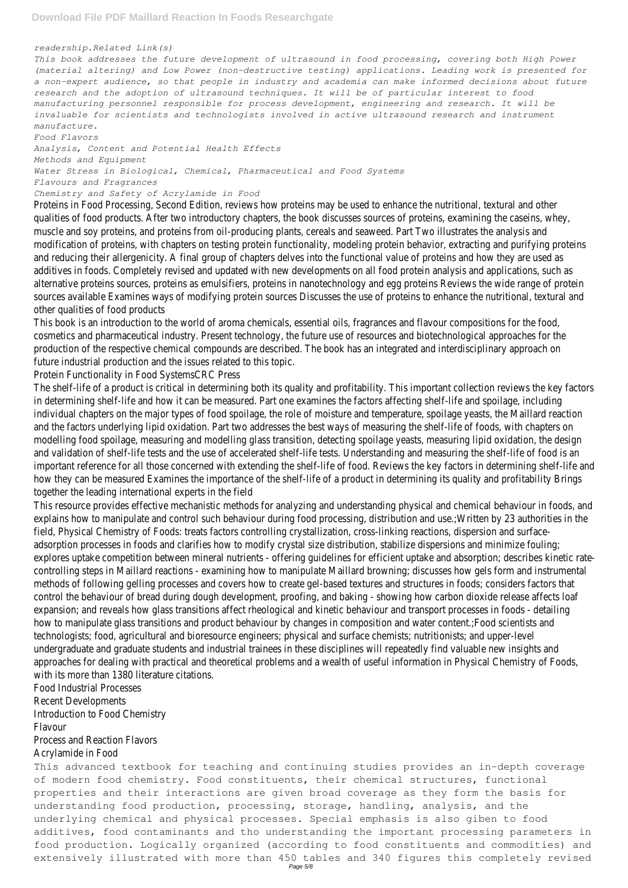*readership.Related Link(s)*

*This book addresses the future development of ultrasound in food processing, covering both High Power (material altering) and Low Power (non-destructive testing) applications. Leading work is presented for a non-expert audience, so that people in industry and academia can make informed decisions about future research and the adoption of ultrasound techniques. It will be of particular interest to food manufacturing personnel responsible for process development, engineering and research. It will be invaluable for scientists and technologists involved in active ultrasound research and instrument manufacture.*

*Food Flavors*

*Analysis, Content and Potential Health Effects*

*Methods and Equipment*

*Water Stress in Biological, Chemical, Pharmaceutical and Food Systems*

*Flavours and Fragrances*

*Chemistry and Safety of Acrylamide in Food*

Proteins in Food Processing, Second Edition, reviews how proteins may be used to enhance the nutritional, textural and other qualities of food products. After two introductory chapters, the book discusses sources of proteins, examining the caseins, whey, muscle and soy proteins, and proteins from oil-producing plants, cereals and seaweed. Part Two illustrates the analysis and modification of proteins, with chapters on testing protein functionality, modeling protein behavior, extracting and purifying proteins and reducing their allergenicity. A final group of chapters delves into the functional value of proteins and how they are used as additives in foods. Completely revised and updated with new developments on all food protein analysis and applications, such as alternative proteins sources, proteins as emulsifiers, proteins in nanotechnology and egg proteins Reviews the wide range of protein sources available Examines ways of modifying protein sources Discusses the use of proteins to enhance the nutritional, textural and other qualities of food products

This book is an introduction to the world of aroma chemicals, essential oils, fragrances and flavour compositions for the food, cosmetics and pharmaceutical industry. Present technology, the future use of resources and biotechnological approaches for the production of the respective chemical compounds are described. The book has an integrated and interdisciplinary approach on future industrial production and the issues related to this topic.

Protein Functionality in Food SystemsCRC Press

The shelf-life of a product is critical in determining both its quality and profitability. This important collection reviews the key factors in determining shelf-life and how it can be measured. Part one examines the factors affecting shelf-life and spoilage, including individual chapters on the major types of food spoilage, the role of moisture and temperature, spoilage yeasts, the Maillard reaction and the factors underlying lipid oxidation. Part two addresses the best ways of measuring the shelf-life of foods, with chapters on modelling food spoilage, measuring and modelling glass transition, detecting spoilage yeasts, measuring lipid oxidation, the design and validation of shelf-life tests and the use of accelerated shelf-life tests. Understanding and measuring the shelf-life of food is an important reference for all those concerned with extending the shelf-life of food. Reviews the key factors in determining shelf-life and how they can be measured Examines the importance of the shelf-life of a product in determining its quality and profitability Brings together the leading international experts in the field

This resource provides effective mechanistic methods for analyzing and understanding physical and chemical behaviour in foods, and explains how to manipulate and control such behaviour during food processing, distribution and use.;Written by 23 authorities in the field, Physical Chemistry of Foods: treats factors controlling crystallization, cross-linking reactions, dispersion and surface-adsorption processes in foods and clarifies how to modify crystal size distribution, stabilize dispersions and minimize fouling; explores uptake competition between mineral nutrients - offering guidelines for efficient uptake and absorption; describes kinetic rate-controlling steps in Maillard reactions - examining how to manipulate Maillard browning; discusses how gels form and instrumental methods of following gelling processes and covers how to create gel-based textures and structures in foods; considers factors that control the behaviour of bread during dough development, proofing, and baking - showing how carbon dioxide release affects loaf expansion; and reveals how glass transitions affect rheological and kinetic behaviour and transport processes in foods - detailing how to manipulate glass transitions and product behaviour by changes in composition and water content.;Food scientists and technologists; food, agricultural and bioresource engineers; physical and surface chemists; nutritionists; and upper-level undergraduate and graduate students and industrial trainees in these disciplines will repeatedly find valuable new insights and approaches for dealing with practical and theoretical problems and a wealth of useful information in Physical Chemistry of Foods, with its more than 1380 literature citations.

Food Industrial Processes

Recent Developments

Introduction to Food Chemistry

Flavour

Process and Reaction Flavors

Acrylamide in Food

This advanced textbook for teaching and continuing studies provides an in-depth coverage of modern food chemistry. Food constituents, their chemical structures, functional properties and their interactions are given broad coverage as they form the basis for understanding food production, processing, storage, handling, analysis, and the underlying chemical and physical processes. Special emphasis is also giben to food additives, food contaminants and tho understanding the important processing parameters in food production. Logically organized (according to food constituents and commodities) and extensively illustrated with more than 450 tables and 340 figures this completely revised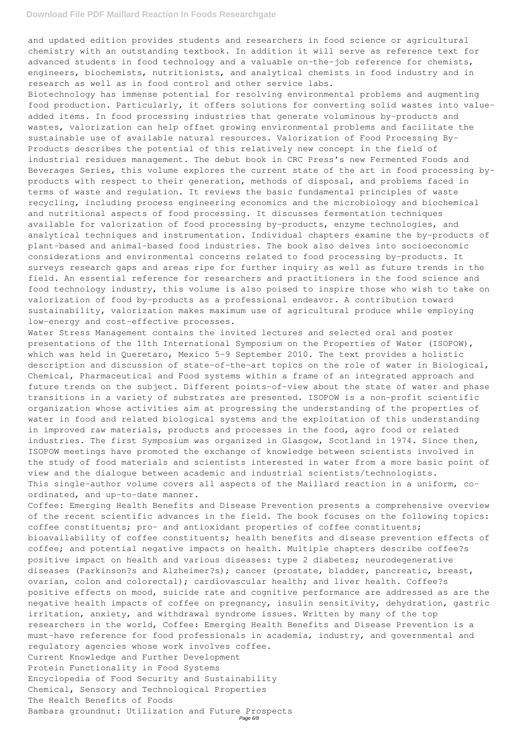and updated edition provides students and researchers in food science or agricultural chemistry with an outstanding textbook. In addition it will serve as reference text for advanced students in food technology and a valuable on-the-job reference for chemists, engineers, biochemists, nutritionists, and analytical chemists in food industry and in research as well as in food control and other service labs.

Biotechnology has immense potential for resolving environmental problems and augmenting food production. Particularly, it offers solutions for converting solid wastes into value-added items. In food processing industries that generate voluminous by-products and wastes, valorization can help offset growing environmental problems and facilitate the sustainable use of available natural resources. Valorization of Food Processing By-Products describes the potential of this relatively new concept in the field of industrial residues management. The debut book in CRC Press's new Fermented Foods and Beverages Series, this volume explores the current state of the art in food processing by-products with respect to their generation, methods of disposal, and problems faced in terms of waste and regulation. It reviews the basic fundamental principles of waste recycling, including process engineering economics and the microbiology and biochemical and nutritional aspects of food processing. It discusses fermentation techniques available for valorization of food processing by-products, enzyme technologies, and analytical techniques and instrumentation. Individual chapters examine the by-products of plant-based and animal-based food industries. The book also delves into socioeconomic considerations and environmental concerns related to food processing by-products. It surveys research gaps and areas ripe for further inquiry as well as future trends in the field. An essential reference for researchers and practitioners in the food science and food technology industry, this volume is also poised to inspire those who wish to take on valorization of food by-products as a professional endeavor. A contribution toward sustainability, valorization makes maximum use of agricultural produce while employing low-energy and cost-effective processes.

Water Stress Management contains the invited lectures and selected oral and poster presentations of the 11th International Symposium on the Properties of Water (ISOPOW), which was held in Queretaro, Mexico 5-9 September 2010. The text provides a holistic description and discussion of state-of-the-art topics on the role of water in Biological, Chemical, Pharmaceutical and Food systems within a frame of an integrated approach and future trends on the subject. Different points-of-view about the state of water and phase transitions in a variety of substrates are presented. ISOPOW is a non-profit scientific organization whose activities aim at progressing the understanding of the properties of water in food and related biological systems and the exploitation of this understanding in improved raw materials, products and processes in the food, agro food or related industries. The first Symposium was organized in Glasgow, Scotland in 1974. Since then, ISOPOW meetings have promoted the exchange of knowledge between scientists involved in the study of food materials and scientists interested in water from a more basic point of view and the dialogue between academic and industrial scientists/technologists.

This single-author volume covers all aspects of the Maillard reaction in a uniform, co-ordinated, and up-to-date manner.

Coffee: Emerging Health Benefits and Disease Prevention presents a comprehensive overview of the recent scientific advances in the field. The book focuses on the following topics: coffee constituents; pro- and antioxidant properties of coffee constituents; bioavailability of coffee constituents; health benefits and disease prevention effects of coffee; and potential negative impacts on health. Multiple chapters describe coffee?s positive impact on health and various diseases: type 2 diabetes; neurodegenerative diseases (Parkinson?s and Alzheimer?s); cancer (prostate, bladder, pancreatic, breast, ovarian, colon and colorectal); cardiovascular health; and liver health. Coffee?s positive effects on mood, suicide rate and cognitive performance are addressed as are the negative health impacts of coffee on pregnancy, insulin sensitivity, dehydration, gastric irritation, anxiety, and withdrawal syndrome issues. Written by many of the top researchers in the world, Coffee: Emerging Health Benefits and Disease Prevention is a must-have reference for food professionals in academia, industry, and governmental and regulatory agencies whose work involves coffee.

Current Knowledge and Further Development

Protein Functionality in Food Systems

Encyclopedia of Food Security and Sustainability

Chemical, Sensory and Technological Properties

The Health Benefits of Foods

Bambara groundnut: Utilization and Future Prospects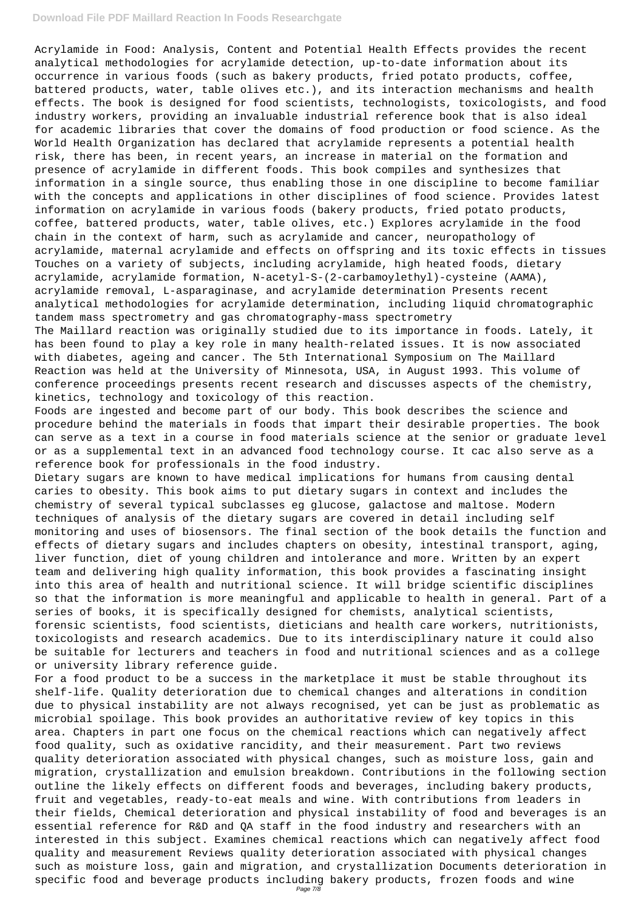Acrylamide in Food: Analysis, Content and Potential Health Effects provides the recent analytical methodologies for acrylamide detection, up-to-date information about its occurrence in various foods (such as bakery products, fried potato products, coffee, battered products, water, table olives etc.), and its interaction mechanisms and health effects. The book is designed for food scientists, technologists, toxicologists, and food industry workers, providing an invaluable industrial reference book that is also ideal for academic libraries that cover the domains of food production or food science. As the World Health Organization has declared that acrylamide represents a potential health risk, there has been, in recent years, an increase in material on the formation and presence of acrylamide in different foods. This book compiles and synthesizes that information in a single source, thus enabling those in one discipline to become familiar with the concepts and applications in other disciplines of food science. Provides latest information on acrylamide in various foods (bakery products, fried potato products, coffee, battered products, water, table olives, etc.) Explores acrylamide in the food chain in the context of harm, such as acrylamide and cancer, neuropathology of acrylamide, maternal acrylamide and effects on offspring and its toxic effects in tissues Touches on a variety of subjects, including acrylamide, high heated foods, dietary acrylamide, acrylamide formation, N-acetyl-S-(2-carbamoylethyl)-cysteine (AAMA), acrylamide removal, L-asparaginase, and acrylamide determination Presents recent analytical methodologies for acrylamide determination, including liquid chromatographic tandem mass spectrometry and gas chromatography-mass spectrometry

The Maillard reaction was originally studied due to its importance in foods. Lately, it has been found to play a key role in many health-related issues. It is now associated with diabetes, ageing and cancer. The 5th International Symposium on The Maillard Reaction was held at the University of Minnesota, USA, in August 1993. This volume of conference proceedings presents recent research and discusses aspects of the chemistry, kinetics, technology and toxicology of this reaction.

Foods are ingested and become part of our body. This book describes the science and procedure behind the materials in foods that impart their desirable properties. The book can serve as a text in a course in food materials science at the senior or graduate level or as a supplemental text in an advanced food technology course. It cac also serve as a reference book for professionals in the food industry.

Dietary sugars are known to have medical implications for humans from causing dental caries to obesity. This book aims to put dietary sugars in context and includes the chemistry of several typical subclasses eg glucose, galactose and maltose. Modern techniques of analysis of the dietary sugars are covered in detail including self monitoring and uses of biosensors. The final section of the book details the function and effects of dietary sugars and includes chapters on obesity, intestinal transport, aging, liver function, diet of young children and intolerance and more. Written by an expert team and delivering high quality information, this book provides a fascinating insight into this area of health and nutritional science. It will bridge scientific disciplines so that the information is more meaningful and applicable to health in general. Part of a series of books, it is specifically designed for chemists, analytical scientists, forensic scientists, food scientists, dieticians and health care workers, nutritionists, toxicologists and research academics. Due to its interdisciplinary nature it could also be suitable for lecturers and teachers in food and nutritional sciences and as a college or university library reference guide.

For a food product to be a success in the marketplace it must be stable throughout its shelf-life. Quality deterioration due to chemical changes and alterations in condition due to physical instability are not always recognised, yet can be just as problematic as microbial spoilage. This book provides an authoritative review of key topics in this area. Chapters in part one focus on the chemical reactions which can negatively affect food quality, such as oxidative rancidity, and their measurement. Part two reviews quality deterioration associated with physical changes, such as moisture loss, gain and migration, crystallization and emulsion breakdown. Contributions in the following section outline the likely effects on different foods and beverages, including bakery products, fruit and vegetables, ready-to-eat meals and wine. With contributions from leaders in their fields, Chemical deterioration and physical instability of food and beverages is an essential reference for R&D and QA staff in the food industry and researchers with an interested in this subject. Examines chemical reactions which can negatively affect food quality and measurement Reviews quality deterioration associated with physical changes such as moisture loss, gain and migration, and crystallization Documents deterioration in specific food and beverage products including bakery products, frozen foods and wine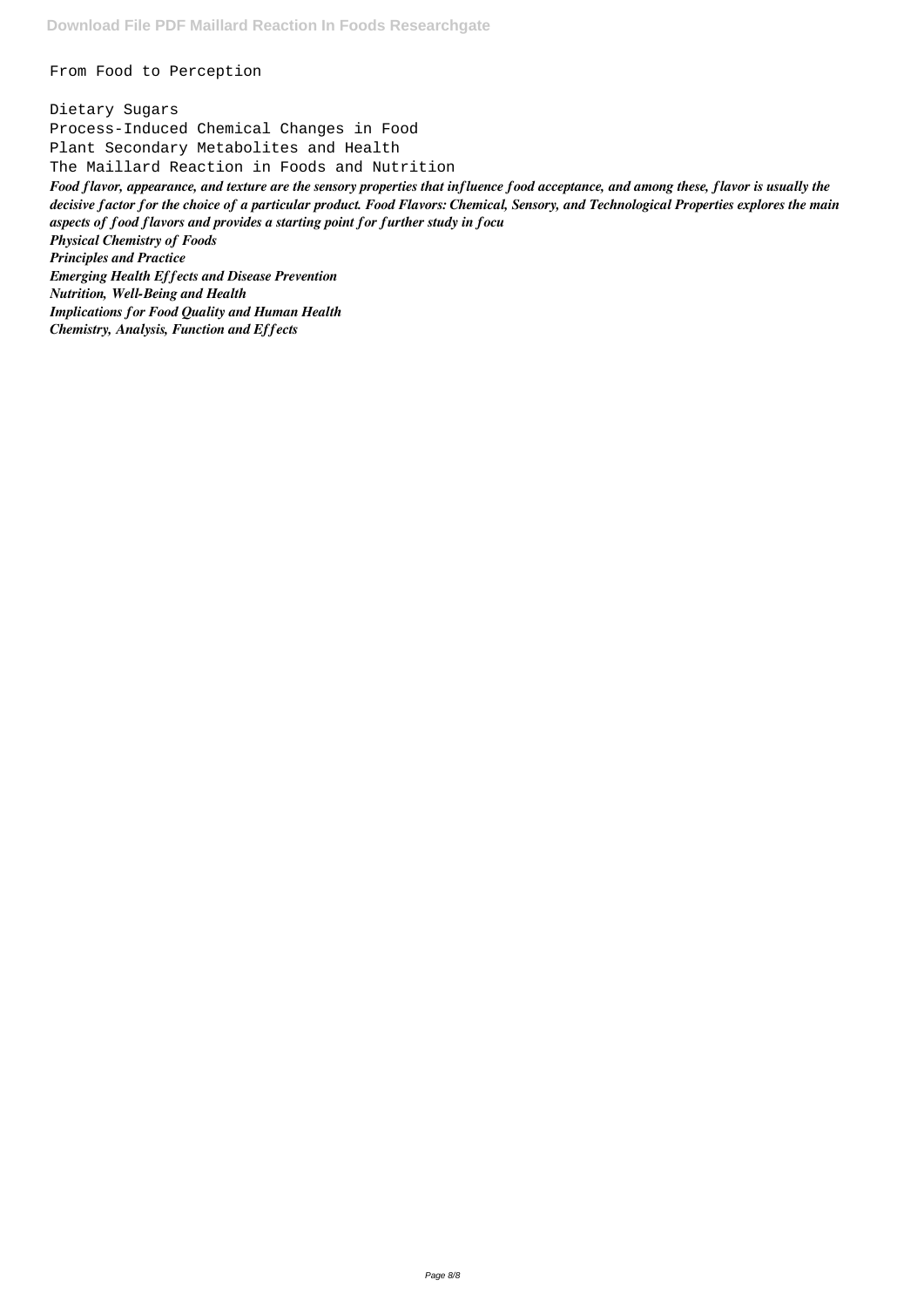From Food to Perception

Dietary Sugars
Process-Induced Chemical Changes in Food
Plant Secondary Metabolites and Health
The Maillard Reaction in Foods and Nutrition

***Food flavor, appearance, and texture are the sensory properties that influence food acceptance, and among these, flavor is usually the decisive factor for the choice of a particular product. Food Flavors: Chemical, Sensory, and Technological Properties explores the main aspects of food flavors and provides a starting point for further study in focu***

***Physical Chemistry of Foods***
***Principles and Practice***
***Emerging Health Effects and Disease Prevention***
***Nutrition, Well-Being and Health***
***Implications for Food Quality and Human Health***
***Chemistry, Analysis, Function and Effects***